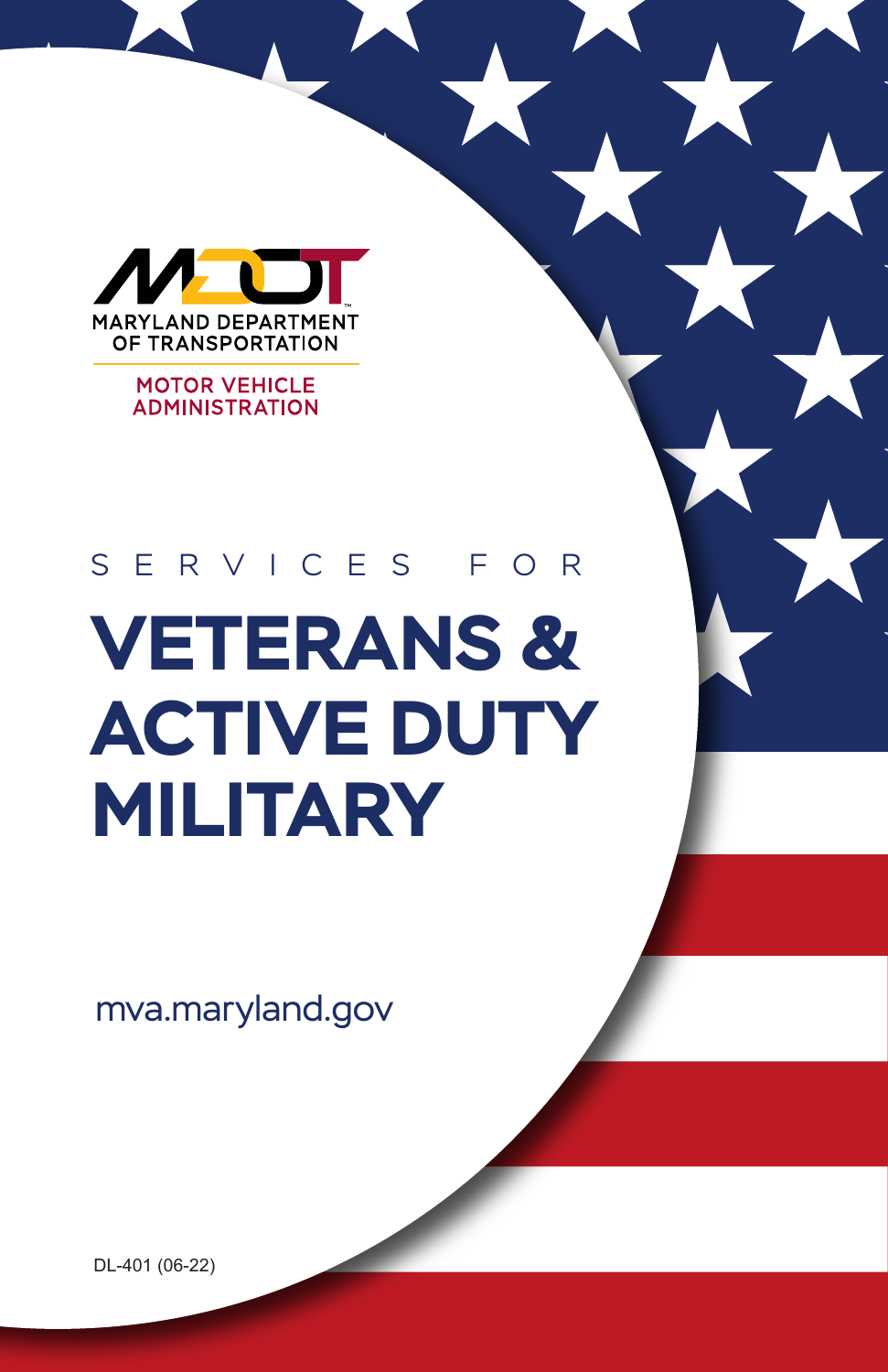MARYLAND DEPARTMENT OF TRANSPORTATION

MOTOR VEHICLE ADMINISTRATION

SERVICES FOR

# VETERANS & ACTIVE DUTY MILITARY

mva.maryland.gov

DL-401 (06-22)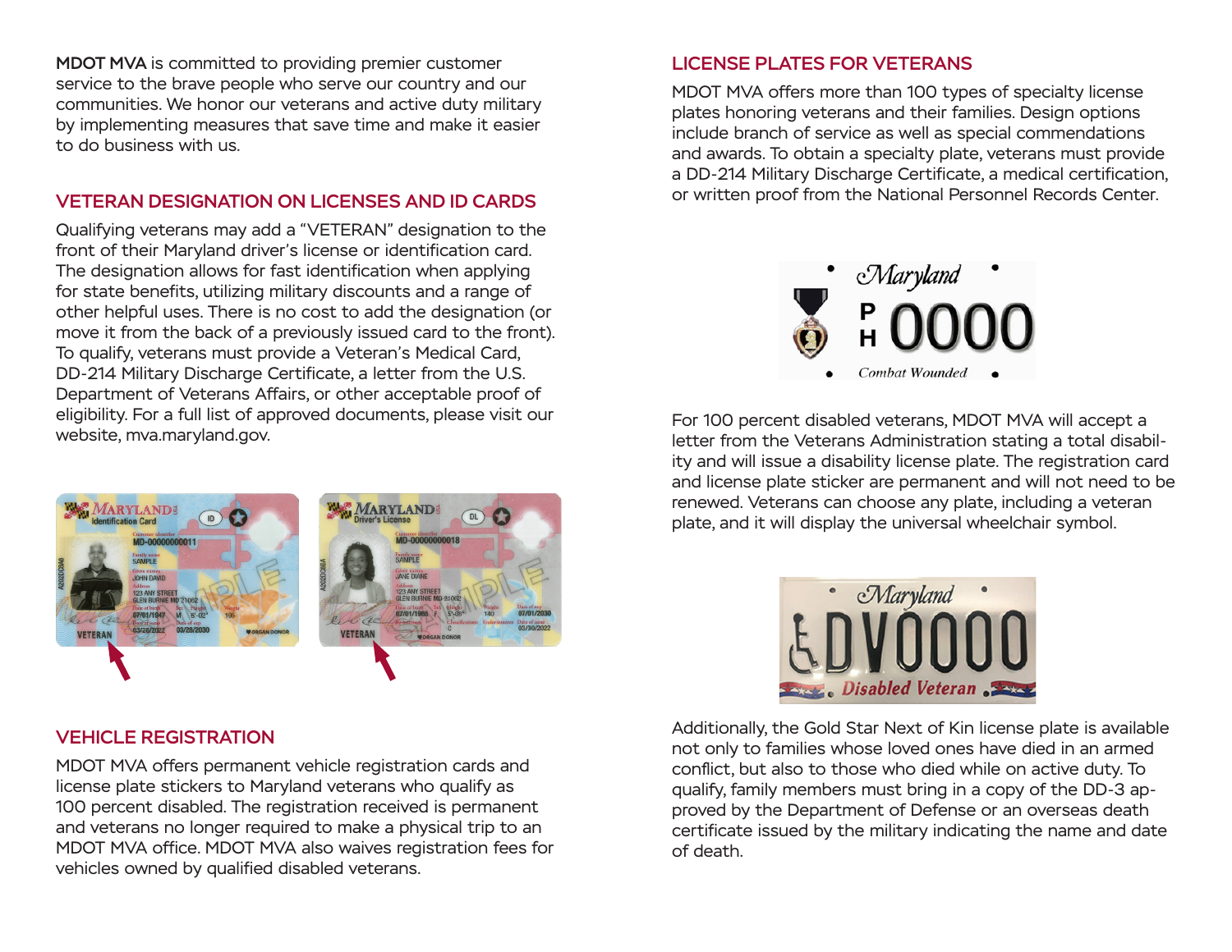**MDOT MVA** is committed to providing premier customer service to the brave people who serve our country and our communities. We honor our veterans and active duty military by implementing measures that save time and make it easier to do business with us.

## VETERAN DESIGNATION ON LICENSES AND ID CARDS

Qualifying veterans may add a "VETERAN" designation to the front of their Maryland driver's license or identification card. The designation allows for fast identification when applying for state benefits, utilizing military discounts and a range of other helpful uses. There is no cost to add the designation (or move it from the back of a previously issued card to the front). To qualify, veterans must provide a Veteran's Medical Card, DD-214 Military Discharge Certificate, a letter from the U.S. Department of Veterans Affairs, or other acceptable proof of eligibility. For a full list of approved documents, please visit our website, mva.maryland.gov.

## VEHICLE REGISTRATION

MDOT MVA offers permanent vehicle registration cards and license plate stickers to Maryland veterans who qualify as 100 percent disabled. The registration received is permanent and veterans no longer required to make a physical trip to an MDOT MVA office. MDOT MVA also waives registration fees for vehicles owned by qualified disabled veterans.

## LICENSE PLATES FOR VETERANS

MDOT MVA offers more than 100 types of specialty license plates honoring veterans and their families. Design options include branch of service as well as special commendations and awards. To obtain a specialty plate, veterans must provide a DD-214 Military Discharge Certificate, a medical certification, or written proof from the National Personnel Records Center.

For 100 percent disabled veterans, MDOT MVA will accept a letter from the Veterans Administration stating a total disability and will issue a disability license plate. The registration card and license plate sticker are permanent and will not need to be renewed. Veterans can choose any plate, including a veteran plate, and it will display the universal wheelchair symbol.

Additionally, the Gold Star Next of Kin license plate is available not only to families whose loved ones have died in an armed conflict, but also to those who died while on active duty. To qualify, family members must bring in a copy of the DD-3 approved by the Department of Defense or an overseas death certificate issued by the military indicating the name and date of death.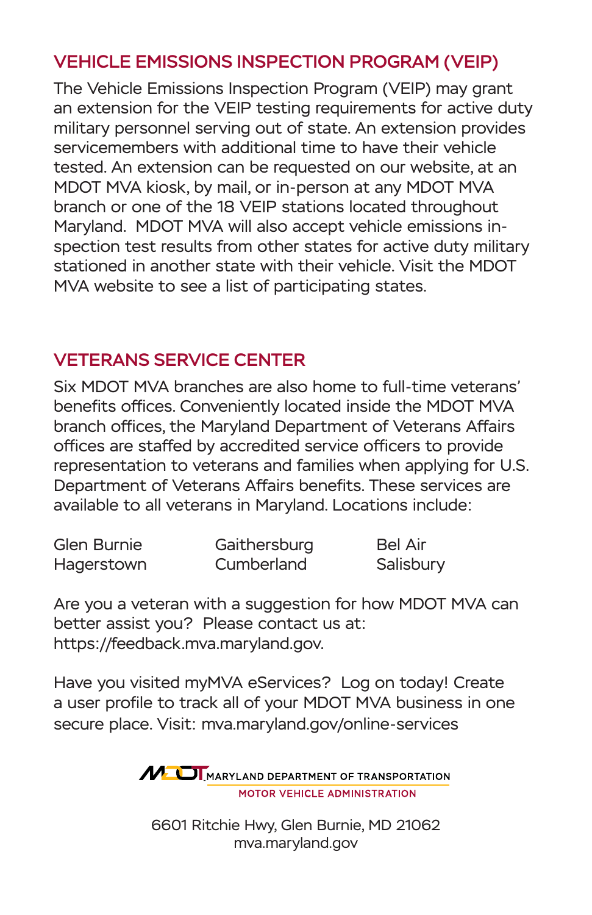## VEHICLE EMISSIONS INSPECTION PROGRAM (VEIP)

The Vehicle Emissions Inspection Program (VEIP) may grant an extension for the VEIP testing requirements for active duty military personnel serving out of state. An extension provides servicemembers with additional time to have their vehicle tested. An extension can be requested on our website, at an MDOT MVA kiosk, by mail, or in-person at any MDOT MVA branch or one of the 18 VEIP stations located throughout Maryland. MDOT MVA will also accept vehicle emissions inspection test results from other states for active duty military stationed in another state with their vehicle. Visit the MDOT MVA website to see a list of participating states.

## VETERANS SERVICE CENTER

Six MDOT MVA branches are also home to full-time veterans' benefits offices. Conveniently located inside the MDOT MVA branch offices, the Maryland Department of Veterans Affairs offices are staffed by accredited service officers to provide representation to veterans and families when applying for U.S. Department of Veterans Affairs benefits. These services are available to all veterans in Maryland. Locations include:

| | | |
|---|---|---|
| Glen Burnie | Gaithersburg | Bel Air |
| Hagerstown | Cumberland | Salisbury |

Are you a veteran with a suggestion for how MDOT MVA can better assist you? Please contact us at: https://feedback.mva.maryland.gov.

Have you visited myMVA eServices? Log on today! Create a user profile to track all of your MDOT MVA business in one secure place. Visit: mva.maryland.gov/online-services

MDOT MARYLAND DEPARTMENT OF TRANSPORTATION
MOTOR VEHICLE ADMINISTRATION

6601 Ritchie Hwy, Glen Burnie, MD 21062
mva.maryland.gov